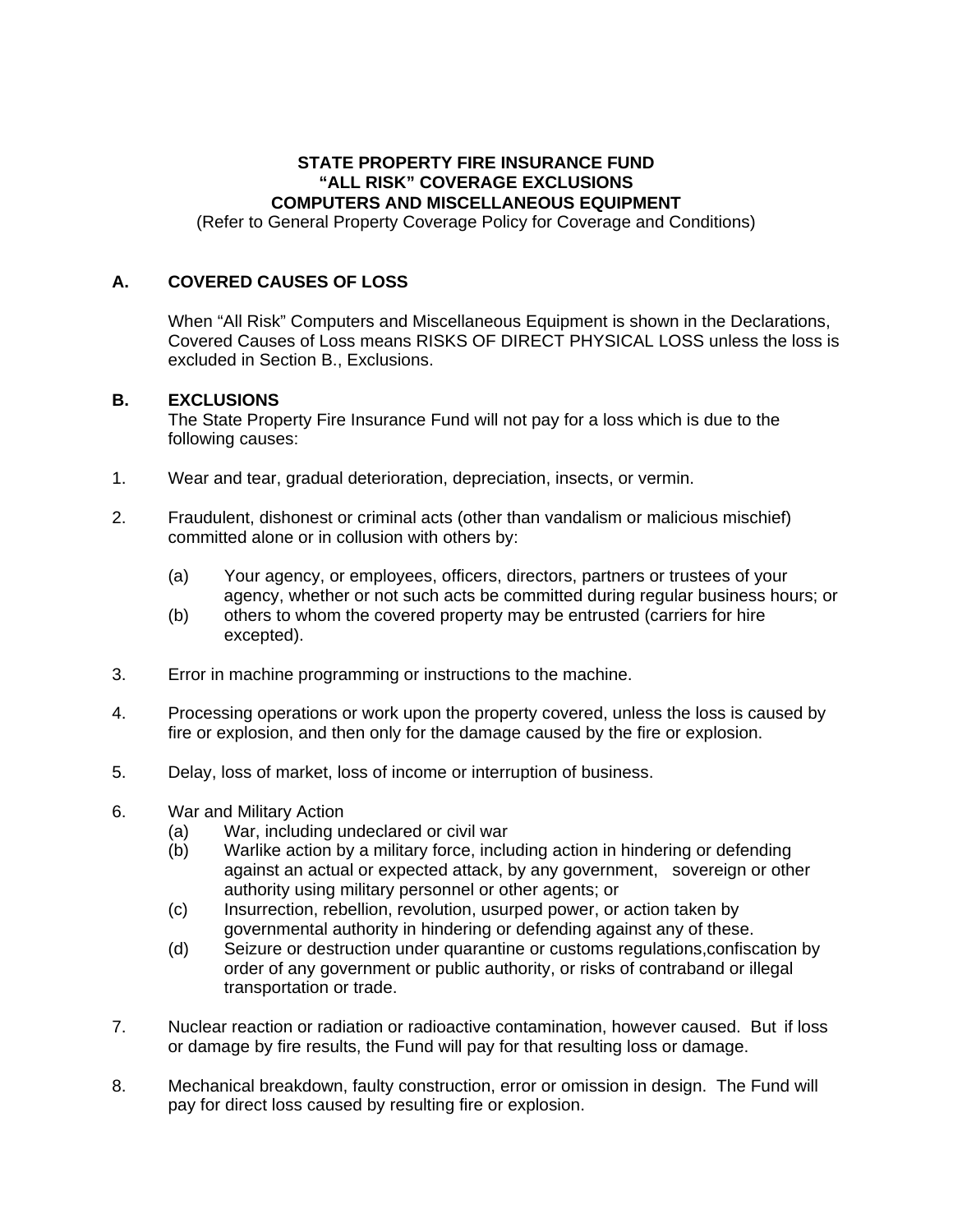# STATE PROPERTY FIRE INSURANCE FUND
# "ALL RISK" COVERAGE EXCLUSIONS
# COMPUTERS AND MISCELLANEOUS EQUIPMENT

(Refer to General Property Coverage Policy for Coverage and Conditions)

## A. COVERED CAUSES OF LOSS

When "All Risk" Computers and Miscellaneous Equipment is shown in the Declarations, Covered Causes of Loss means RISKS OF DIRECT PHYSICAL LOSS unless the loss is excluded in Section B., Exclusions.

## B. EXCLUSIONS

The State Property Fire Insurance Fund will not pay for a loss which is due to the following causes:

1. Wear and tear, gradual deterioration, depreciation, insects, or vermin.

2. Fraudulent, dishonest or criminal acts (other than vandalism or malicious mischief) committed alone or in collusion with others by:

   (a) Your agency, or employees, officers, directors, partners or trustees of your agency, whether or not such acts be committed during regular business hours; or
   
   (b) others to whom the covered property may be entrusted (carriers for hire excepted).

3. Error in machine programming or instructions to the machine.

4. Processing operations or work upon the property covered, unless the loss is caused by fire or explosion, and then only for the damage caused by the fire or explosion.

5. Delay, loss of market, loss of income or interruption of business.

6. War and Military Action

   (a) War, including undeclared or civil war
   
   (b) Warlike action by a military force, including action in hindering or defending against an actual or expected attack, by any government, sovereign or other authority using military personnel or other agents; or
   
   (c) Insurrection, rebellion, revolution, usurped power, or action taken by governmental authority in hindering or defending against any of these.
   
   (d) Seizure or destruction under quarantine or customs regulations,confiscation by order of any government or public authority, or risks of contraband or illegal transportation or trade.

7. Nuclear reaction or radiation or radioactive contamination, however caused. But if loss or damage by fire results, the Fund will pay for that resulting loss or damage.

8. Mechanical breakdown, faulty construction, error or omission in design. The Fund will pay for direct loss caused by resulting fire or explosion.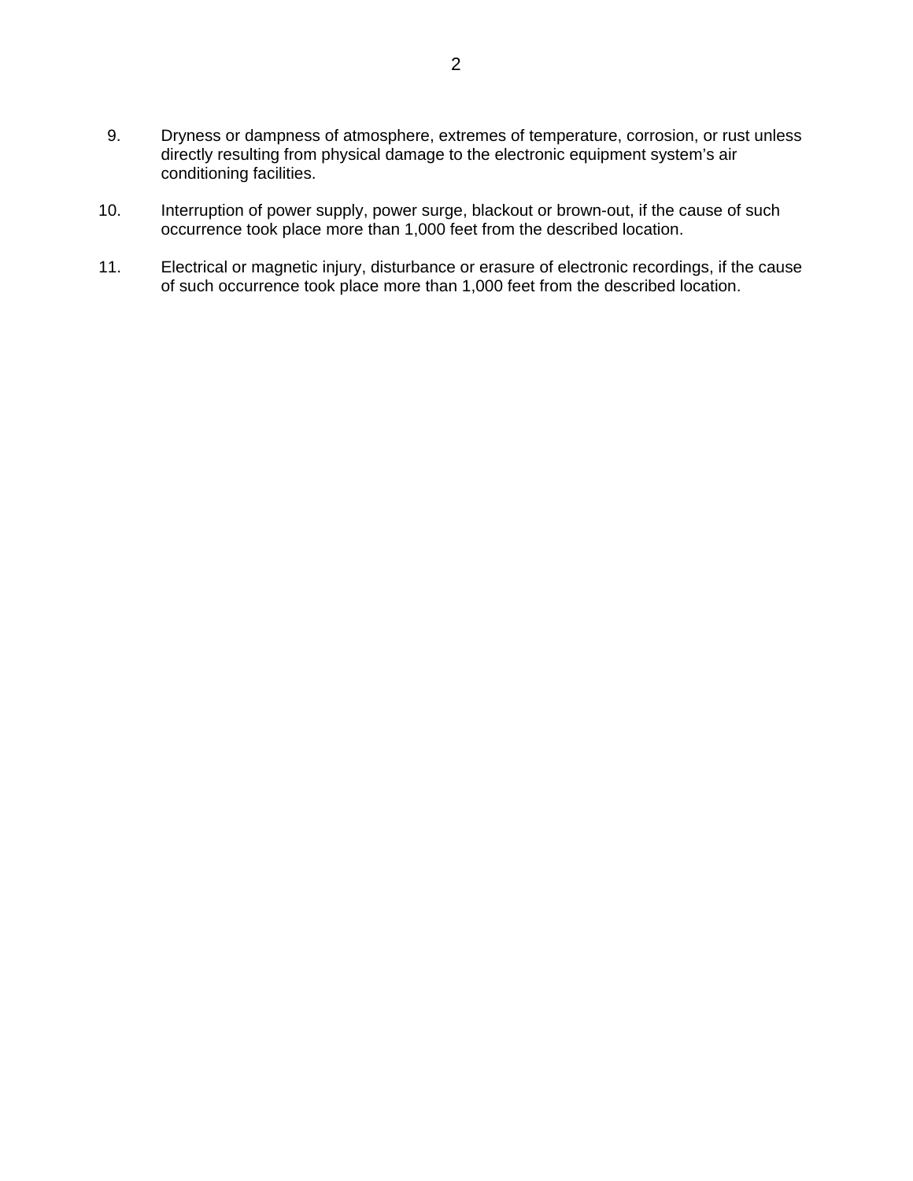9. Dryness or dampness of atmosphere, extremes of temperature, corrosion, or rust unless directly resulting from physical damage to the electronic equipment system's air conditioning facilities.

10. Interruption of power supply, power surge, blackout or brown-out, if the cause of such occurrence took place more than 1,000 feet from the described location.

11. Electrical or magnetic injury, disturbance or erasure of electronic recordings, if the cause of such occurrence took place more than 1,000 feet from the described location.